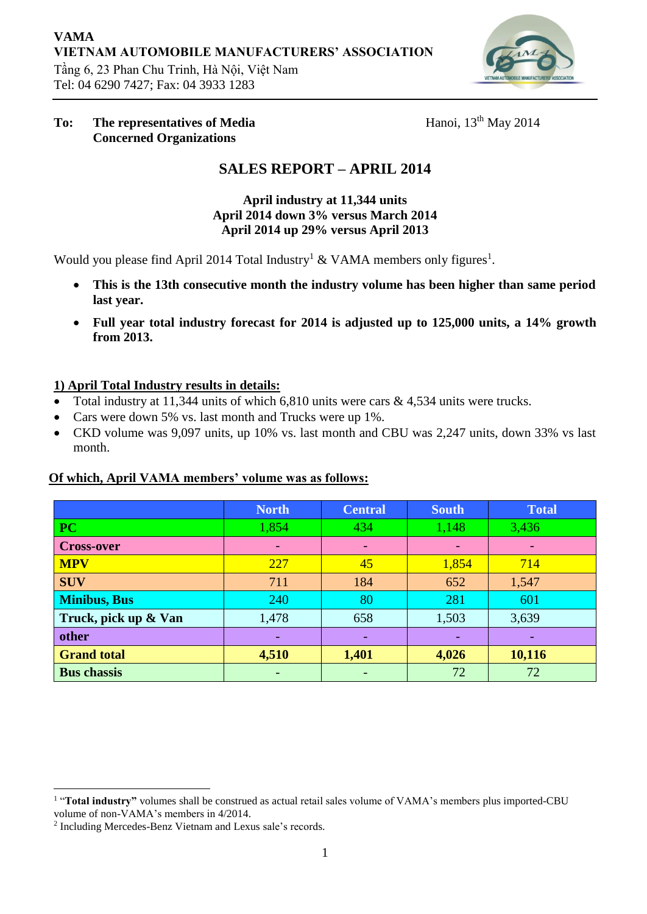**VAMA**
**VIETNAM AUTOMOBILE MANUFACTURERS' ASSOCIATION**
Tầng 6, 23 Phan Chu Trinh, Hà Nội, Việt Nam
Tel: 04 6290 7427; Fax: 04 3933 1283

**To:** **The representatives of Media**
**Concerned Organizations**

Hanoi, 13th May 2014

# SALES REPORT – APRIL 2014

**April industry at 11,344 units**
**April 2014 down 3% versus March 2014**
**April 2014 up 29% versus April 2013**

Would you please find April 2014 Total Industry[1] & VAMA members only figures[1].

- **This is the 13th consecutive month the industry volume has been higher than same period last year.**
- **Full year total industry forecast for 2014 is adjusted up to 125,000 units, a 14% growth from 2013.**

## 1) April Total Industry results in details:

- Total industry at 11,344 units of which 6,810 units were cars & 4,534 units were trucks.
- Cars were down 5% vs. last month and Trucks were up 1%.
- CKD volume was 9,097 units, up 10% vs. last month and CBU was 2,247 units, down 33% vs last month.

**Of which, April VAMA members' volume was as follows:**

| | North | Central | South | Total |
|---|---|---|---|---|
| **PC** | 1,854 | 434 | 1,148 | 3,436 |
| **Cross-over** | - | - | - | - |
| **MPV** | 227 | 45 | 1,854 | 714 |
| **SUV** | 711 | 184 | 652 | 1,547 |
| **Minibus, Bus** | 240 | 80 | 281 | 601 |
| **Truck, pick up & Van** | 1,478 | 658 | 1,503 | 3,639 |
| **other** | - | - | - | - |
| **Grand total** | **4,510** | **1,401** | **4,026** | **10,116** |
| **Bus chassis** | - | - | 72 | 72 |

[1] "**Total industry**" volumes shall be construed as actual retail sales volume of VAMA's members plus imported-CBU volume of non-VAMA's members in 4/2014.
[2] Including Mercedes-Benz Vietnam and Lexus sale's records.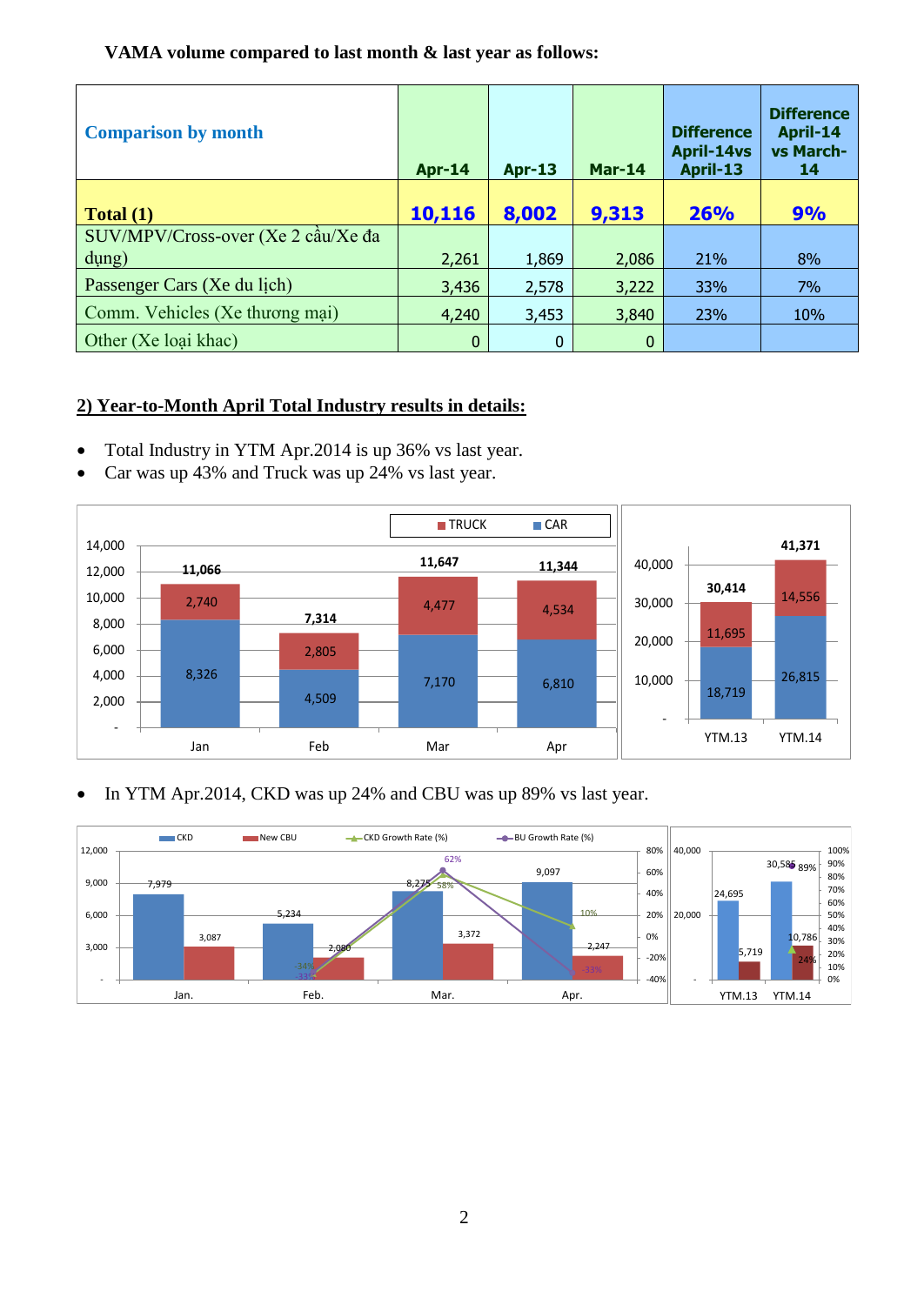**VAMA volume compared to last month & last year as follows:**

| Comparison by month | Apr-14 | Apr-13 | Mar-14 | Difference April-14vs April-13 | Difference April-14 vs March-14 |
|---|---|---|---|---|---|
| **Total (1)** | **10,116** | **8,002** | **9,313** | **26%** | **9%** |
| SUV/MPV/Cross-over (Xe 2 cầu/Xe đa dụng) | 2,261 | 1,869 | 2,086 | 21% | 8% |
| Passenger Cars (Xe du lịch) | 3,436 | 2,578 | 3,222 | 33% | 7% |
| Comm. Vehicles (Xe thương mại) | 4,240 | 3,453 | 3,840 | 23% | 10% |
| Other (Xe loại khac) | 0 | 0 | 0 | | |

## 2) Year-to-Month April Total Industry results in details:

- Total Industry in YTM Apr.2014 is up 36% vs last year.
- Car was up 43% and Truck was up 24% vs last year.

| | Jan | Feb | Mar | Apr |
|---|---|---|---|---|
| CAR | 8,326 | 4,509 | 7,170 | 6,810 |
| TRUCK | 2,740 | 2,805 | 4,477 | 4,534 |
| Total | 11,066 | 7,314 | 11,647 | 11,344 |

| | YTM.13 | YTM.14 |
|---|---|---|
| CAR | 18,719 | 26,815 |
| TRUCK | 11,695 | 14,556 |
| Total | 30,414 | 41,371 |

- In YTM Apr.2014, CKD was up 24% and CBU was up 89% vs last year.

| | Jan. | Feb. | Mar. | Apr. |
|---|---|---|---|---|
| CKD | 7,979 | 5,234 | 8,275 | 9,097 |
| New CBU | 3,087 | 2,080 | 3,372 | 2,247 |
| CKD Growth Rate (%) | | -34% | 58% | 10% |
| BU Growth Rate (%) | | -33% | 62% | -33% |

| | YTM.13 | YTM.14 |
|---|---|---|
| CKD | 24,695 | 30,585 |
| New CBU | 5,719 | 10,786 |
| Growth Rate | | CKD 24%, CBU 89% |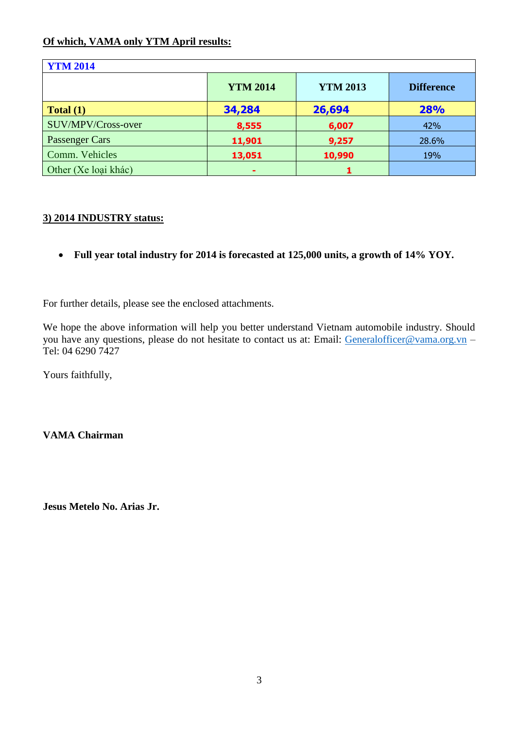**Of which, VAMA only YTM April results:**

| YTM 2014 | | | |
|---|---|---|---|
| | YTM 2014 | YTM 2013 | Difference |
| **Total (1)** | **34,284** | **26,694** | **28%** |
| SUV/MPV/Cross-over | 8,555 | 6,007 | 42% |
| Passenger Cars | 11,901 | 9,257 | 28.6% |
| Comm. Vehicles | 13,051 | 10,990 | 19% |
| Other (Xe loại khác) | - | 1 | |

**3) 2014 INDUSTRY status:**

- **Full year total industry for 2014 is forecasted at 125,000 units, a growth of 14% YOY.**

For further details, please see the enclosed attachments.

We hope the above information will help you better understand Vietnam automobile industry. Should you have any questions, please do not hesitate to contact us at: Email: Generalofficer@vama.org.vn – Tel: 04 6290 7427

Yours faithfully,

**VAMA Chairman**

**Jesus Metelo No. Arias Jr.**